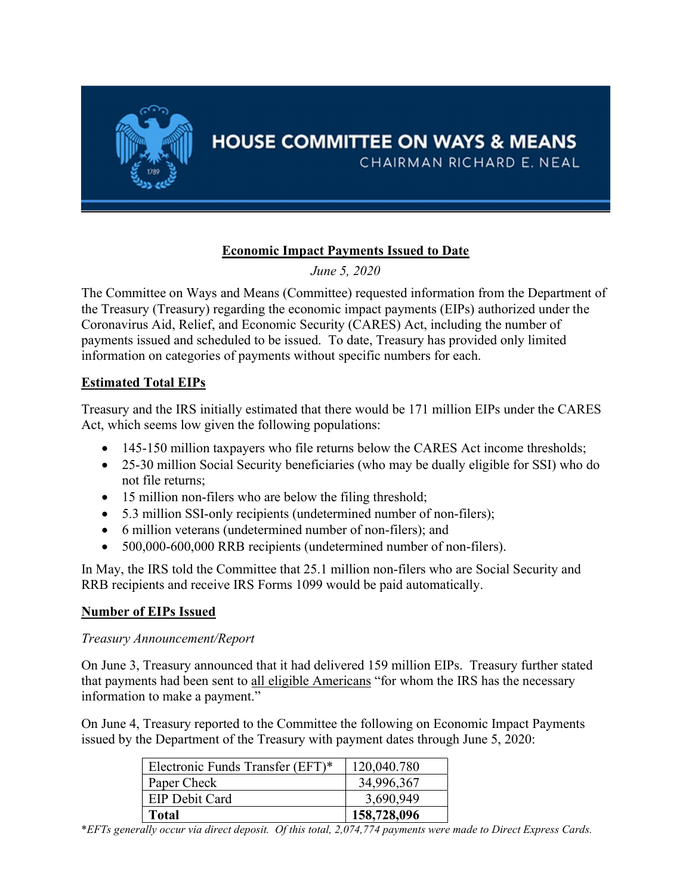HOUSE COMMITTEE ON WAYS & MEANS

CHAIRMAN RICHARD E. NEAL

# Economic Impact Payments Issued to Date

*June 5, 2020*

The Committee on Ways and Means (Committee) requested information from the Department of the Treasury (Treasury) regarding the economic impact payments (EIPs) authorized under the Coronavirus Aid, Relief, and Economic Security (CARES) Act, including the number of payments issued and scheduled to be issued. To date, Treasury has provided only limited information on categories of payments without specific numbers for each.

## Estimated Total EIPs

Treasury and the IRS initially estimated that there would be 171 million EIPs under the CARES Act, which seems low given the following populations:

- 145-150 million taxpayers who file returns below the CARES Act income thresholds;
- 25-30 million Social Security beneficiaries (who may be dually eligible for SSI) who do not file returns;
- 15 million non-filers who are below the filing threshold;
- 5.3 million SSI-only recipients (undetermined number of non-filers);
- 6 million veterans (undetermined number of non-filers); and
- 500,000-600,000 RRB recipients (undetermined number of non-filers).

In May, the IRS told the Committee that 25.1 million non-filers who are Social Security and RRB recipients and receive IRS Forms 1099 would be paid automatically.

## Number of EIPs Issued

*Treasury Announcement/Report*

On June 3, Treasury announced that it had delivered 159 million EIPs. Treasury further stated that payments had been sent to <u>all eligible Americans</u> "for whom the IRS has the necessary information to make a payment."

On June 4, Treasury reported to the Committee the following on Economic Impact Payments issued by the Department of the Treasury with payment dates through June 5, 2020:

| Payment Method | Number |
|---|---|
| Electronic Funds Transfer (EFT)* | 120,040.780 |
| Paper Check | 34,996,367 |
| EIP Debit Card | 3,690,949 |
| **Total** | **158,728,096** |

*\*EFTs generally occur via direct deposit. Of this total, 2,074,774 payments were made to Direct Express Cards.*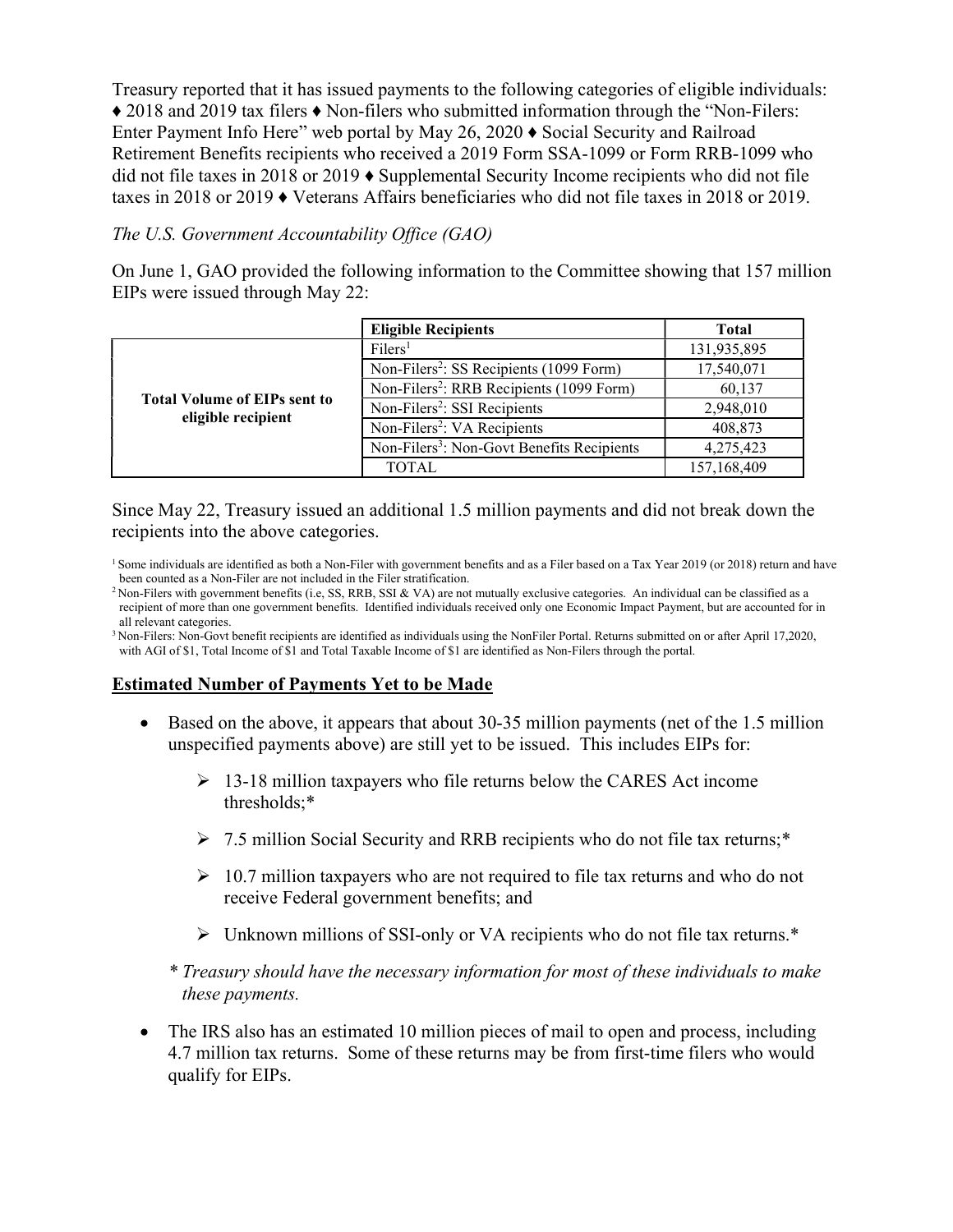Treasury reported that it has issued payments to the following categories of eligible individuals: ♦ 2018 and 2019 tax filers ♦ Non-filers who submitted information through the "Non-Filers: Enter Payment Info Here" web portal by May 26, 2020 ♦ Social Security and Railroad Retirement Benefits recipients who received a 2019 Form SSA-1099 or Form RRB-1099 who did not file taxes in 2018 or 2019 ♦ Supplemental Security Income recipients who did not file taxes in 2018 or 2019 ♦ Veterans Affairs beneficiaries who did not file taxes in 2018 or 2019.

*The U.S. Government Accountability Office (GAO)*

On June 1, GAO provided the following information to the Committee showing that 157 million EIPs were issued through May 22:

| | Eligible Recipients | Total |
|---|---|---|
| Total Volume of EIPs sent to eligible recipient | Filers[1] | 131,935,895 |
| | Non-Filers[2]: SS Recipients (1099 Form) | 17,540,071 |
| | Non-Filers[2]: RRB Recipients (1099 Form) | 60,137 |
| | Non-Filers[2]: SSI Recipients | 2,948,010 |
| | Non-Filers[2]: VA Recipients | 408,873 |
| | Non-Filers[3]: Non-Govt Benefits Recipients | 4,275,423 |
| | TOTAL | 157,168,409 |

Since May 22, Treasury issued an additional 1.5 million payments and did not break down the recipients into the above categories.

[1] Some individuals are identified as both a Non-Filer with government benefits and as a Filer based on a Tax Year 2019 (or 2018) return and have been counted as a Non-Filer are not included in the Filer stratification.

[2] Non-Filers with government benefits (i.e, SS, RRB, SSI & VA) are not mutually exclusive categories. An individual can be classified as a recipient of more than one government benefits. Identified individuals received only one Economic Impact Payment, but are accounted for in all relevant categories.

[3] Non-Filers: Non-Govt benefit recipients are identified as individuals using the NonFiler Portal. Returns submitted on or after April 17,2020, with AGI of $1, Total Income of $1 and Total Taxable Income of $1 are identified as Non-Filers through the portal.

## Estimated Number of Payments Yet to be Made

- Based on the above, it appears that about 30-35 million payments (net of the 1.5 million unspecified payments above) are still yet to be issued. This includes EIPs for:
  - 13-18 million taxpayers who file returns below the CARES Act income thresholds;*
  - 7.5 million Social Security and RRB recipients who do not file tax returns;*
  - 10.7 million taxpayers who are not required to file tax returns and who do not receive Federal government benefits; and
  - Unknown millions of SSI-only or VA recipients who do not file tax returns.*

  *\* Treasury should have the necessary information for most of these individuals to make these payments.*

- The IRS also has an estimated 10 million pieces of mail to open and process, including 4.7 million tax returns. Some of these returns may be from first-time filers who would qualify for EIPs.